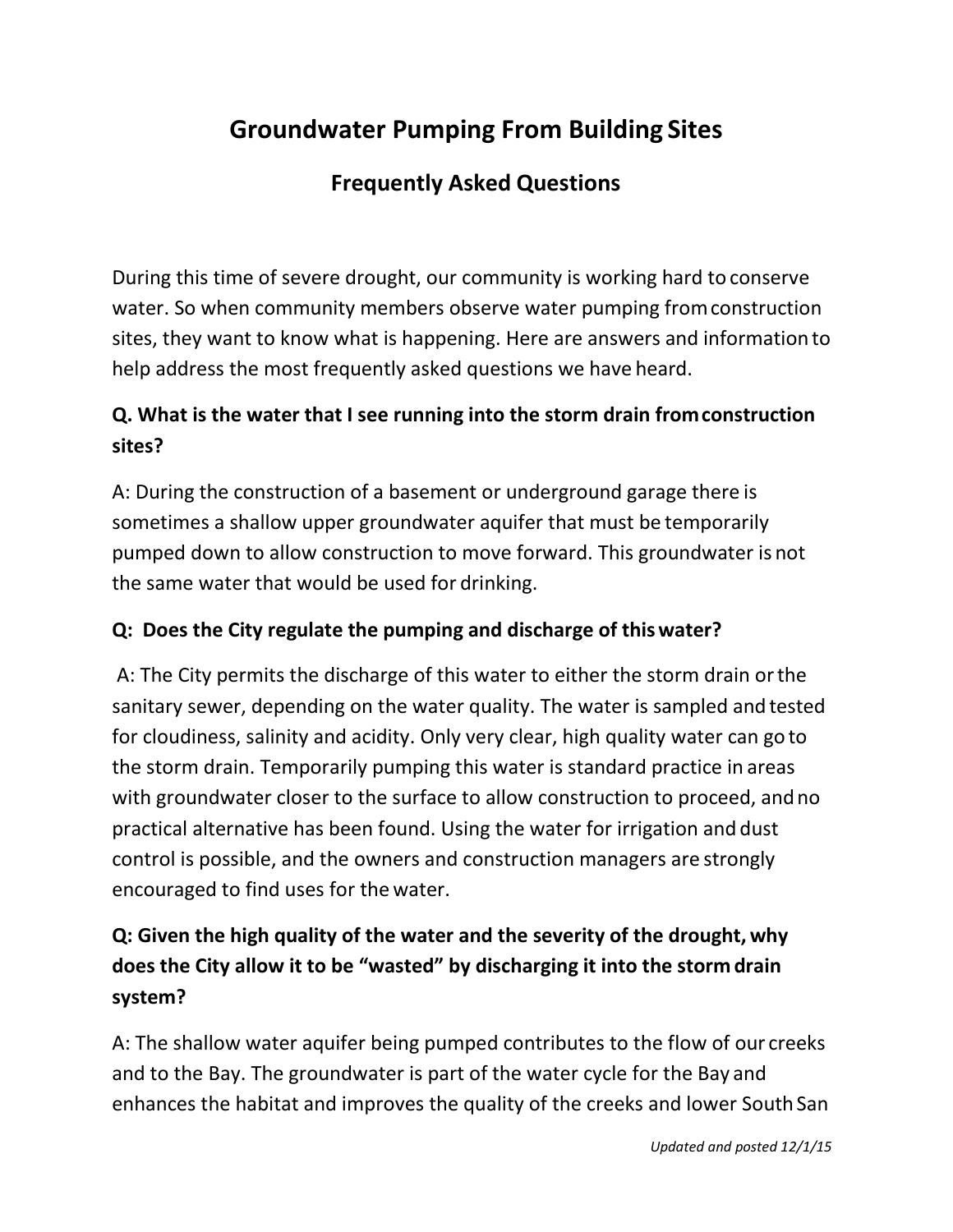# Groundwater Pumping From Building Sites

## Frequently Asked Questions

During this time of severe drought, our community is working hard to conserve water. So when community members observe water pumping from construction sites, they want to know what is happening. Here are answers and information to help address the most frequently asked questions we have heard.

**Q. What is the water that I see running into the storm drain from construction sites?**

A: During the construction of a basement or underground garage there is sometimes a shallow upper groundwater aquifer that must be temporarily pumped down to allow construction to move forward. This groundwater is not the same water that would be used for drinking.

**Q: Does the City regulate the pumping and discharge of this water?**

A: The City permits the discharge of this water to either the storm drain or the sanitary sewer, depending on the water quality. The water is sampled and tested for cloudiness, salinity and acidity. Only very clear, high quality water can go to the storm drain. Temporarily pumping this water is standard practice in areas with groundwater closer to the surface to allow construction to proceed, and no practical alternative has been found. Using the water for irrigation and dust control is possible, and the owners and construction managers are strongly encouraged to find uses for the water.

**Q: Given the high quality of the water and the severity of the drought, why does the City allow it to be "wasted" by discharging it into the storm drain system?**

A: The shallow water aquifer being pumped contributes to the flow of our creeks and to the Bay. The groundwater is part of the water cycle for the Bay and enhances the habitat and improves the quality of the creeks and lower South San

*Updated and posted 12/1/15*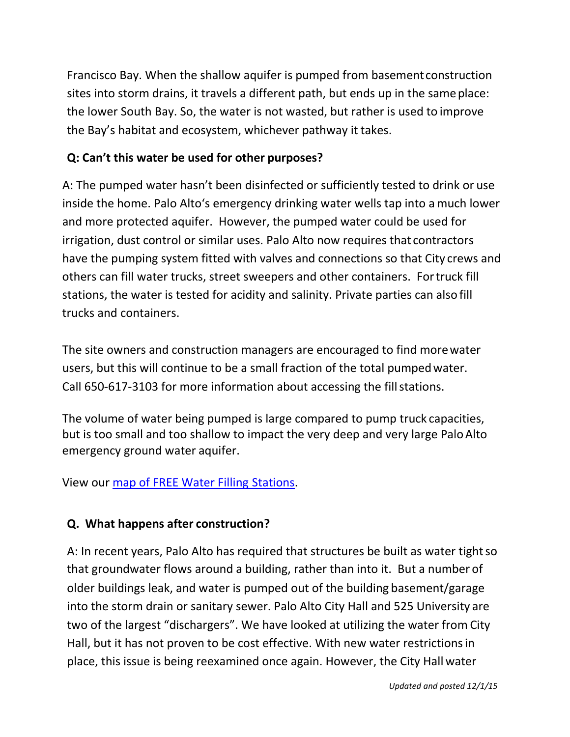Francisco Bay. When the shallow aquifer is pumped from basement construction sites into storm drains, it travels a different path, but ends up in the same place: the lower South Bay. So, the water is not wasted, but rather is used to improve the Bay's habitat and ecosystem, whichever pathway it takes.

**Q: Can't this water be used for other purposes?**

A: The pumped water hasn't been disinfected or sufficiently tested to drink or use inside the home. Palo Alto's emergency drinking water wells tap into a much lower and more protected aquifer. However, the pumped water could be used for irrigation, dust control or similar uses. Palo Alto now requires that contractors have the pumping system fitted with valves and connections so that City crews and others can fill water trucks, street sweepers and other containers. For truck fill stations, the water is tested for acidity and salinity. Private parties can also fill trucks and containers.

The site owners and construction managers are encouraged to find more water users, but this will continue to be a small fraction of the total pumped water. Call 650-617-3103 for more information about accessing the fill stations.

The volume of water being pumped is large compared to pump truck capacities, but is too small and too shallow to impact the very deep and very large Palo Alto emergency ground water aquifer.

View our [map of FREE Water Filling Stations](#).

**Q. What happens after construction?**

A: In recent years, Palo Alto has required that structures be built as water tight so that groundwater flows around a building, rather than into it. But a number of older buildings leak, and water is pumped out of the building basement/garage into the storm drain or sanitary sewer. Palo Alto City Hall and 525 University are two of the largest "dischargers". We have looked at utilizing the water from City Hall, but it has not proven to be cost effective. With new water restrictions in place, this issue is being reexamined once again. However, the City Hall water

*Updated and posted 12/1/15*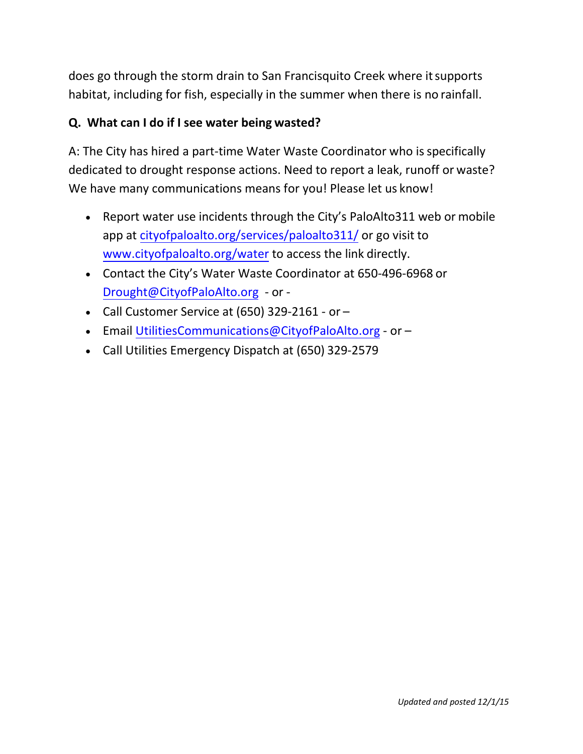does go through the storm drain to San Francisquito Creek where it supports habitat, including for fish, especially in the summer when there is no rainfall.

**Q. What can I do if I see water being wasted?**

A: The City has hired a part-time Water Waste Coordinator who is specifically dedicated to drought response actions. Need to report a leak, runoff or waste? We have many communications means for you! Please let us know!

- Report water use incidents through the City's PaloAlto311 web or mobile app at cityofpaloalto.org/services/paloalto311/ or go visit to www.cityofpaloalto.org/water to access the link directly.
- Contact the City's Water Waste Coordinator at 650-496-6968 or Drought@CityofPaloAlto.org - or -
- Call Customer Service at (650) 329-2161 - or –
- Email UtilitiesCommunications@CityofPaloAlto.org - or –
- Call Utilities Emergency Dispatch at (650) 329-2579

*Updated and posted 12/1/15*